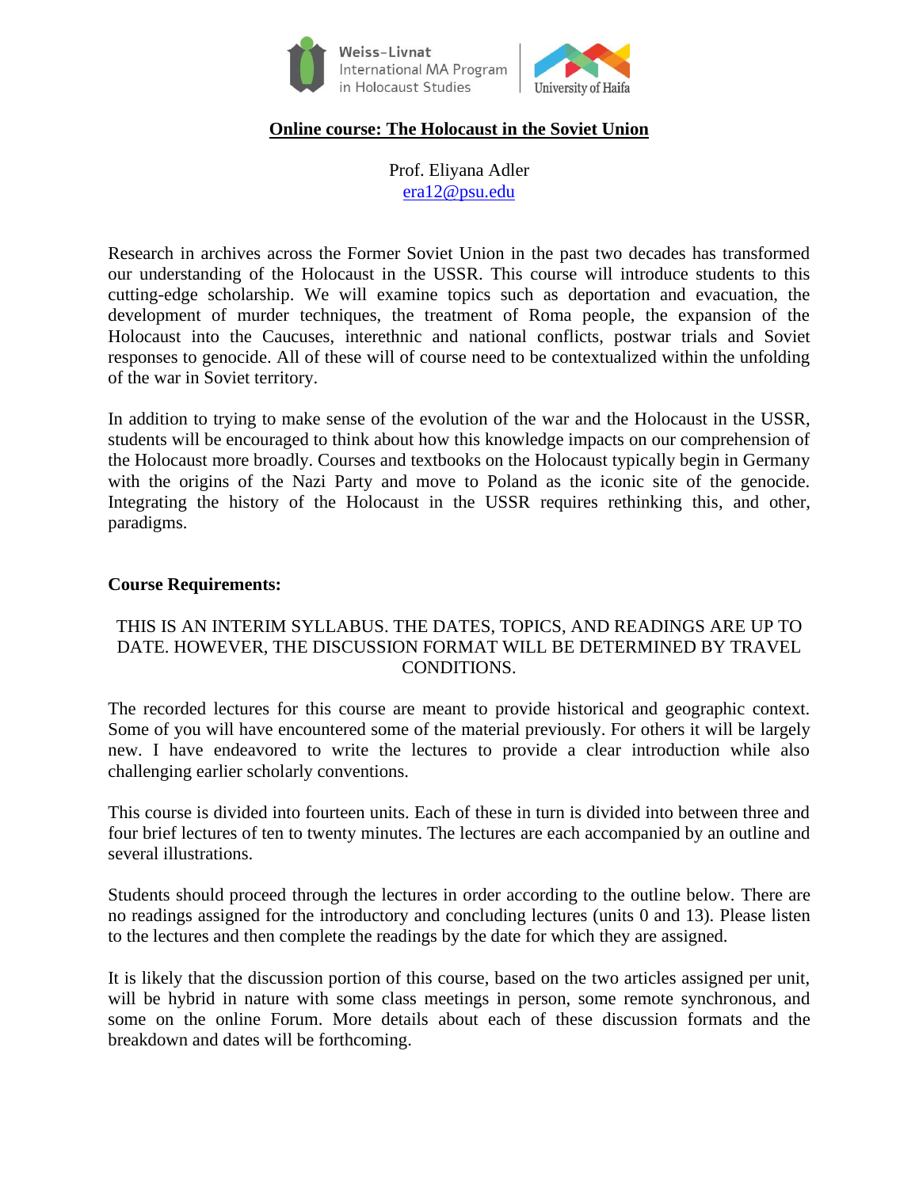Weiss-Livnat International MA Program in Holocaust Studies | University of Haifa

# Online course: The Holocaust in the Soviet Union

Prof. Eliyana Adler
era12@psu.edu

Research in archives across the Former Soviet Union in the past two decades has transformed our understanding of the Holocaust in the USSR. This course will introduce students to this cutting-edge scholarship. We will examine topics such as deportation and evacuation, the development of murder techniques, the treatment of Roma people, the expansion of the Holocaust into the Caucuses, interethnic and national conflicts, postwar trials and Soviet responses to genocide. All of these will of course need to be contextualized within the unfolding of the war in Soviet territory.

In addition to trying to make sense of the evolution of the war and the Holocaust in the USSR, students will be encouraged to think about how this knowledge impacts on our comprehension of the Holocaust more broadly. Courses and textbooks on the Holocaust typically begin in Germany with the origins of the Nazi Party and move to Poland as the iconic site of the genocide. Integrating the history of the Holocaust in the USSR requires rethinking this, and other, paradigms.

**Course Requirements:**

THIS IS AN INTERIM SYLLABUS. THE DATES, TOPICS, AND READINGS ARE UP TO DATE. HOWEVER, THE DISCUSSION FORMAT WILL BE DETERMINED BY TRAVEL CONDITIONS.

The recorded lectures for this course are meant to provide historical and geographic context. Some of you will have encountered some of the material previously. For others it will be largely new. I have endeavored to write the lectures to provide a clear introduction while also challenging earlier scholarly conventions.

This course is divided into fourteen units. Each of these in turn is divided into between three and four brief lectures of ten to twenty minutes. The lectures are each accompanied by an outline and several illustrations.

Students should proceed through the lectures in order according to the outline below. There are no readings assigned for the introductory and concluding lectures (units 0 and 13). Please listen to the lectures and then complete the readings by the date for which they are assigned.

It is likely that the discussion portion of this course, based on the two articles assigned per unit, will be hybrid in nature with some class meetings in person, some remote synchronous, and some on the online Forum. More details about each of these discussion formats and the breakdown and dates will be forthcoming.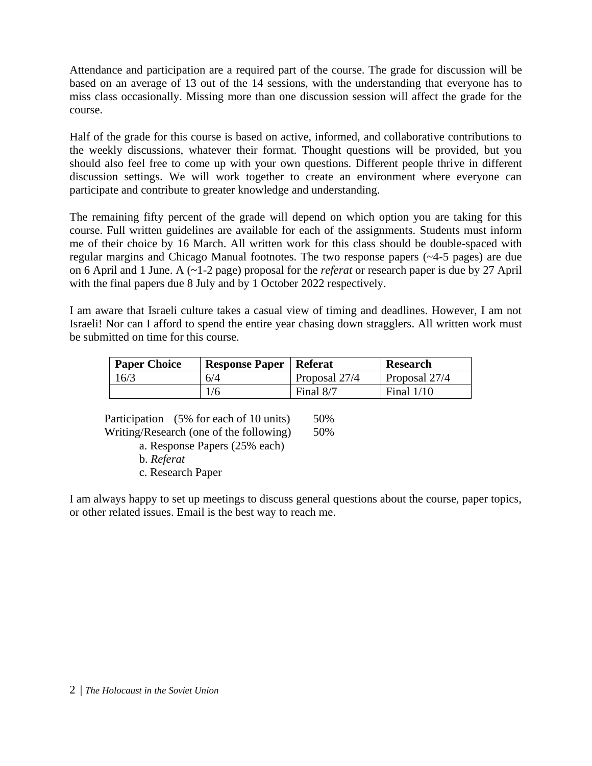Attendance and participation are a required part of the course. The grade for discussion will be based on an average of 13 out of the 14 sessions, with the understanding that everyone has to miss class occasionally. Missing more than one discussion session will affect the grade for the course.

Half of the grade for this course is based on active, informed, and collaborative contributions to the weekly discussions, whatever their format. Thought questions will be provided, but you should also feel free to come up with your own questions. Different people thrive in different discussion settings. We will work together to create an environment where everyone can participate and contribute to greater knowledge and understanding.

The remaining fifty percent of the grade will depend on which option you are taking for this course. Full written guidelines are available for each of the assignments. Students must inform me of their choice by 16 March. All written work for this class should be double-spaced with regular margins and Chicago Manual footnotes. The two response papers (~4-5 pages) are due on 6 April and 1 June. A (~1-2 page) proposal for the *referat* or research paper is due by 27 April with the final papers due 8 July and by 1 October 2022 respectively.

I am aware that Israeli culture takes a casual view of timing and deadlines. However, I am not Israeli! Nor can I afford to spend the entire year chasing down stragglers. All written work must be submitted on time for this course.

| Paper Choice | Response Paper | Referat | Research |
| --- | --- | --- | --- |
| 16/3 | 6/4 | Proposal 27/4 | Proposal 27/4 |
| | 1/6 | Final 8/7 | Final 1/10 |

Participation (5% for each of 10 units) 50%
Writing/Research (one of the following) 50%

- a. Response Papers (25% each)
- b. *Referat*
- c. Research Paper

I am always happy to set up meetings to discuss general questions about the course, paper topics, or other related issues. Email is the best way to reach me.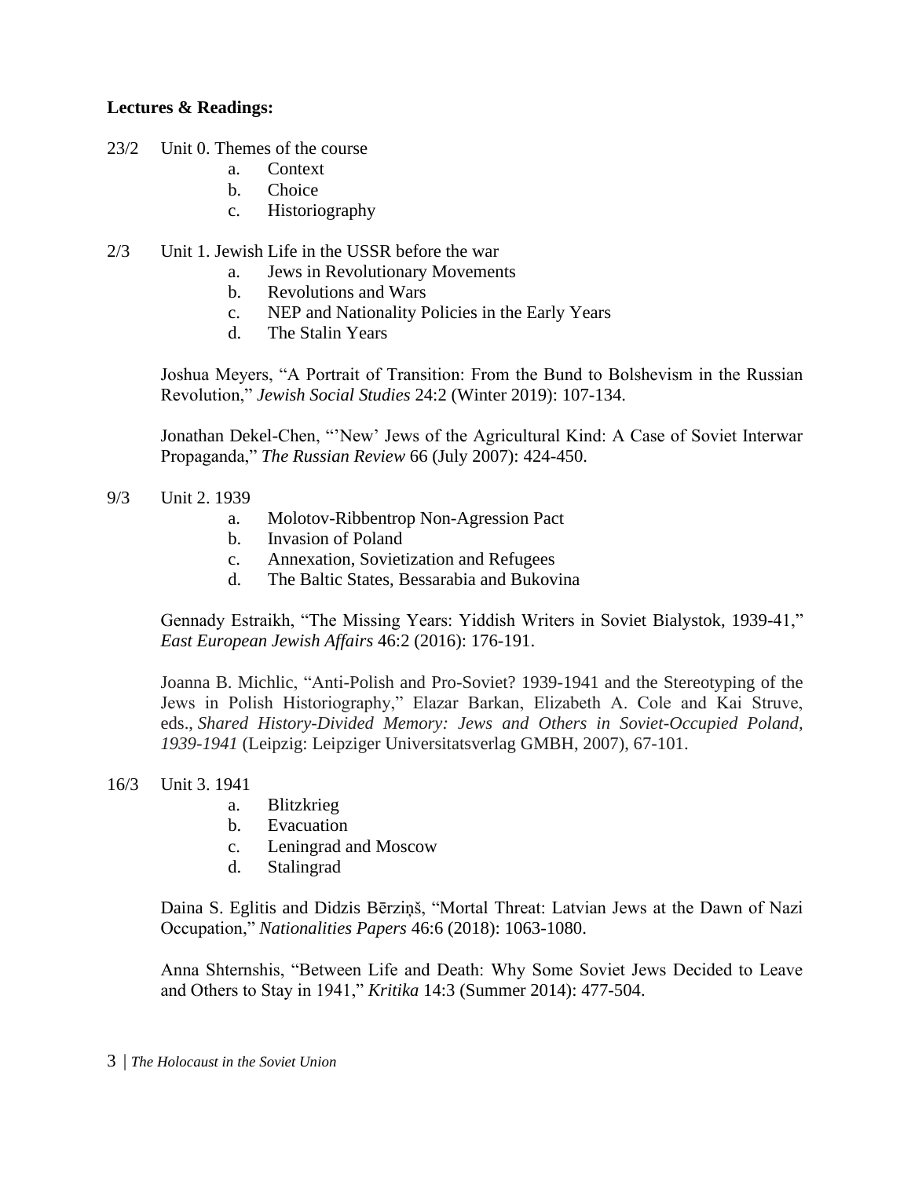**Lectures & Readings:**

23/2 Unit 0. Themes of the course

a. Context
b. Choice
c. Historiography

2/3 Unit 1. Jewish Life in the USSR before the war

a. Jews in Revolutionary Movements
b. Revolutions and Wars
c. NEP and Nationality Policies in the Early Years
d. The Stalin Years

Joshua Meyers, "A Portrait of Transition: From the Bund to Bolshevism in the Russian Revolution," *Jewish Social Studies* 24:2 (Winter 2019): 107-134.

Jonathan Dekel-Chen, "'New' Jews of the Agricultural Kind: A Case of Soviet Interwar Propaganda," *The Russian Review* 66 (July 2007): 424-450.

9/3 Unit 2. 1939

a. Molotov-Ribbentrop Non-Agression Pact
b. Invasion of Poland
c. Annexation, Sovietization and Refugees
d. The Baltic States, Bessarabia and Bukovina

Gennady Estraikh, "The Missing Years: Yiddish Writers in Soviet Bialystok, 1939-41," *East European Jewish Affairs* 46:2 (2016): 176-191.

Joanna B. Michlic, "Anti-Polish and Pro-Soviet? 1939-1941 and the Stereotyping of the Jews in Polish Historiography," Elazar Barkan, Elizabeth A. Cole and Kai Struve, eds., *Shared History-Divided Memory: Jews and Others in Soviet-Occupied Poland, 1939-1941* (Leipzig: Leipziger Universitatsverlag GMBH, 2007), 67-101.

16/3 Unit 3. 1941

a. Blitzkrieg
b. Evacuation
c. Leningrad and Moscow
d. Stalingrad

Daina S. Eglitis and Didzis Bērziņš, "Mortal Threat: Latvian Jews at the Dawn of Nazi Occupation," *Nationalities Papers* 46:6 (2018): 1063-1080.

Anna Shternshis, "Between Life and Death: Why Some Soviet Jews Decided to Leave and Others to Stay in 1941," *Kritika* 14:3 (Summer 2014): 477-504.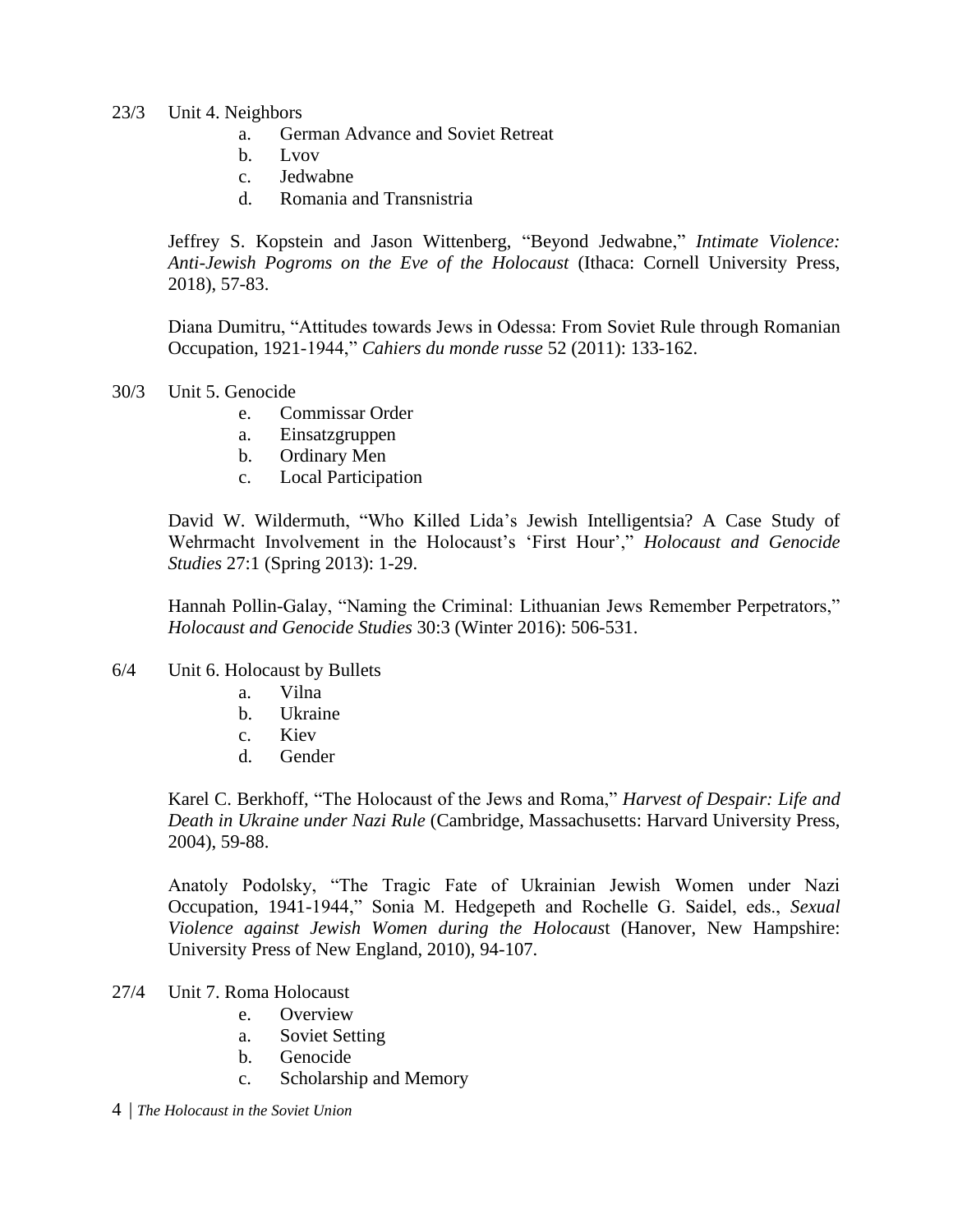23/3 Unit 4. Neighbors

a. German Advance and Soviet Retreat
b. Lvov
c. Jedwabne
d. Romania and Transnistria

Jeffrey S. Kopstein and Jason Wittenberg, "Beyond Jedwabne," *Intimate Violence: Anti-Jewish Pogroms on the Eve of the Holocaust* (Ithaca: Cornell University Press, 2018), 57-83.

Diana Dumitru, "Attitudes towards Jews in Odessa: From Soviet Rule through Romanian Occupation, 1921-1944," *Cahiers du monde russe* 52 (2011): 133-162.

30/3 Unit 5. Genocide

e. Commissar Order
a. Einsatzgruppen
b. Ordinary Men
c. Local Participation

David W. Wildermuth, "Who Killed Lida's Jewish Intelligentsia? A Case Study of Wehrmacht Involvement in the Holocaust's 'First Hour'," *Holocaust and Genocide Studies* 27:1 (Spring 2013): 1-29.

Hannah Pollin-Galay, "Naming the Criminal: Lithuanian Jews Remember Perpetrators," *Holocaust and Genocide Studies* 30:3 (Winter 2016): 506-531.

6/4 Unit 6. Holocaust by Bullets

a. Vilna
b. Ukraine
c. Kiev
d. Gender

Karel C. Berkhoff, "The Holocaust of the Jews and Roma," *Harvest of Despair: Life and Death in Ukraine under Nazi Rule* (Cambridge, Massachusetts: Harvard University Press, 2004), 59-88.

Anatoly Podolsky, "The Tragic Fate of Ukrainian Jewish Women under Nazi Occupation, 1941-1944," Sonia M. Hedgepeth and Rochelle G. Saidel, eds., *Sexual Violence against Jewish Women during the Holocaust* (Hanover, New Hampshire: University Press of New England, 2010), 94-107.

27/4 Unit 7. Roma Holocaust

e. Overview
a. Soviet Setting
b. Genocide
c. Scholarship and Memory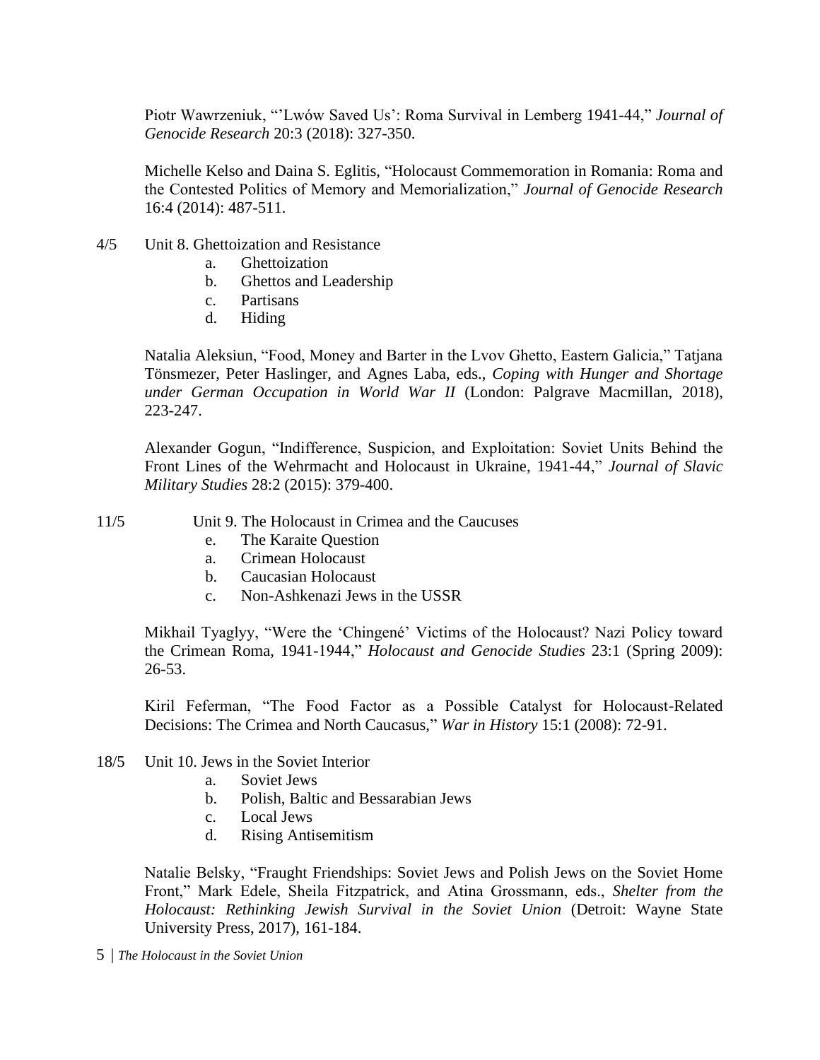Piotr Wawrzeniuk, "'Lwów Saved Us': Roma Survival in Lemberg 1941-44," *Journal of Genocide Research* 20:3 (2018): 327-350.

Michelle Kelso and Daina S. Eglitis, "Holocaust Commemoration in Romania: Roma and the Contested Politics of Memory and Memorialization," *Journal of Genocide Research* 16:4 (2014): 487-511.

4/5 Unit 8. Ghettoization and Resistance

a. Ghettoization
b. Ghettos and Leadership
c. Partisans
d. Hiding

Natalia Aleksiun, "Food, Money and Barter in the Lvov Ghetto, Eastern Galicia," Tatjana Tönsmezer, Peter Haslinger, and Agnes Laba, eds., *Coping with Hunger and Shortage under German Occupation in World War II* (London: Palgrave Macmillan, 2018), 223-247.

Alexander Gogun, "Indifference, Suspicion, and Exploitation: Soviet Units Behind the Front Lines of the Wehrmacht and Holocaust in Ukraine, 1941-44," *Journal of Slavic Military Studies* 28:2 (2015): 379-400.

11/5 Unit 9. The Holocaust in Crimea and the Caucuses

e. The Karaite Question
a. Crimean Holocaust
b. Caucasian Holocaust
c. Non-Ashkenazi Jews in the USSR

Mikhail Tyaglyy, "Were the 'Chingené' Victims of the Holocaust? Nazi Policy toward the Crimean Roma, 1941-1944," *Holocaust and Genocide Studies* 23:1 (Spring 2009): 26-53.

Kiril Feferman, "The Food Factor as a Possible Catalyst for Holocaust-Related Decisions: The Crimea and North Caucasus," *War in History* 15:1 (2008): 72-91.

18/5 Unit 10. Jews in the Soviet Interior

a. Soviet Jews
b. Polish, Baltic and Bessarabian Jews
c. Local Jews
d. Rising Antisemitism

Natalie Belsky, "Fraught Friendships: Soviet Jews and Polish Jews on the Soviet Home Front," Mark Edele, Sheila Fitzpatrick, and Atina Grossmann, eds., *Shelter from the Holocaust: Rethinking Jewish Survival in the Soviet Union* (Detroit: Wayne State University Press, 2017), 161-184.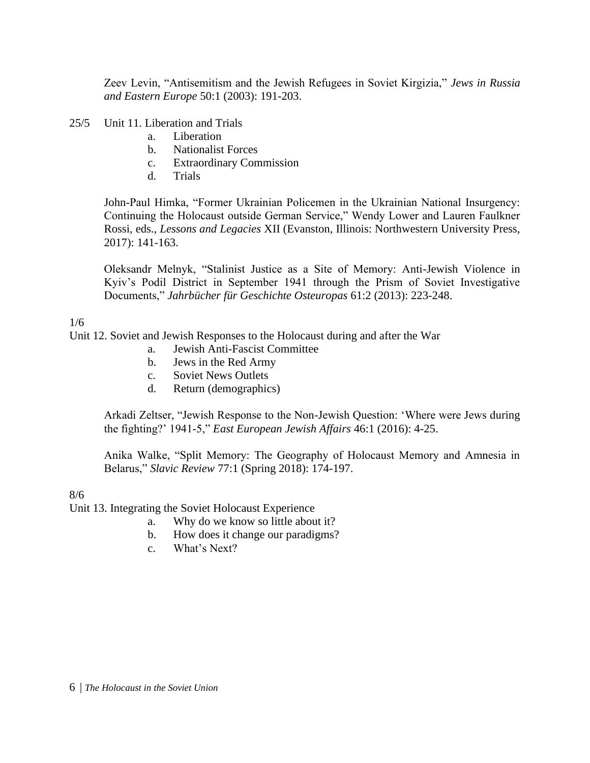Zeev Levin, "Antisemitism and the Jewish Refugees in Soviet Kirgizia," *Jews in Russia and Eastern Europe* 50:1 (2003): 191-203.

25/5 Unit 11. Liberation and Trials

a. Liberation
b. Nationalist Forces
c. Extraordinary Commission
d. Trials

John-Paul Himka, "Former Ukrainian Policemen in the Ukrainian National Insurgency: Continuing the Holocaust outside German Service," Wendy Lower and Lauren Faulkner Rossi, eds., *Lessons and Legacies* XII (Evanston, Illinois: Northwestern University Press, 2017): 141-163.

Oleksandr Melnyk, "Stalinist Justice as a Site of Memory: Anti-Jewish Violence in Kyiv's Podil District in September 1941 through the Prism of Soviet Investigative Documents," *Jahrbücher für Geschichte Osteuropas* 61:2 (2013): 223-248.

1/6

Unit 12. Soviet and Jewish Responses to the Holocaust during and after the War

a. Jewish Anti-Fascist Committee
b. Jews in the Red Army
c. Soviet News Outlets
d. Return (demographics)

Arkadi Zeltser, "Jewish Response to the Non-Jewish Question: 'Where were Jews during the fighting?' 1941-5," *East European Jewish Affairs* 46:1 (2016): 4-25.

Anika Walke, "Split Memory: The Geography of Holocaust Memory and Amnesia in Belarus," *Slavic Review* 77:1 (Spring 2018): 174-197.

8/6

Unit 13. Integrating the Soviet Holocaust Experience

a. Why do we know so little about it?
b. How does it change our paradigms?
c. What's Next?